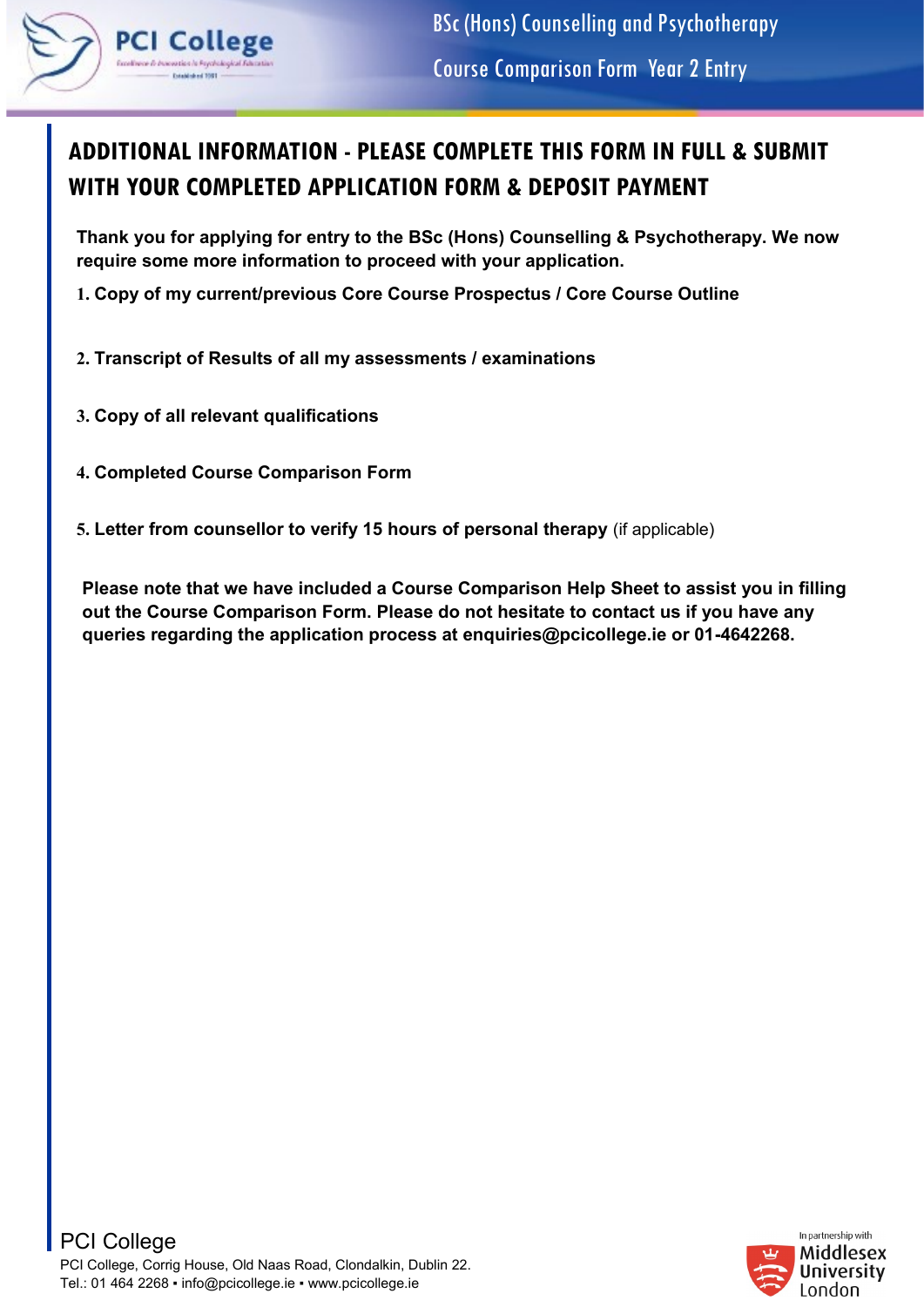# BSc (Hons) Counselling and Psychotherapy

## Course Comparison Form Year 2 Entry

## ADDITIONAL INFORMATION - PLEASE COMPLETE THIS FORM IN FULL & SUBMIT WITH YOUR COMPLETED APPLICATION FORM & DEPOSIT PAYMENT

**Thank you for applying for entry to the BSc (Hons) Counselling & Psychotherapy. We now require some more information to proceed with your application.**

1. **Copy of my current/previous Core Course Prospectus / Core Course Outline**
2. **Transcript of Results of all my assessments / examinations**
3. **Copy of all relevant qualifications**
4. **Completed Course Comparison Form**
5. **Letter from counsellor to verify 15 hours of personal therapy** (if applicable)

**Please note that we have included a Course Comparison Help Sheet to assist you in filling out the Course Comparison Form. Please do not hesitate to contact us if you have any queries regarding the application process at enquiries@pcicollege.ie or 01-4642268.**

PCI College

PCI College, Corrig House, Old Naas Road, Clondalkin, Dublin 22.
Tel.: 01 464 2268 ▪ info@pcicollege.ie ▪ www.pcicollege.ie

In partnership with Middlesex University London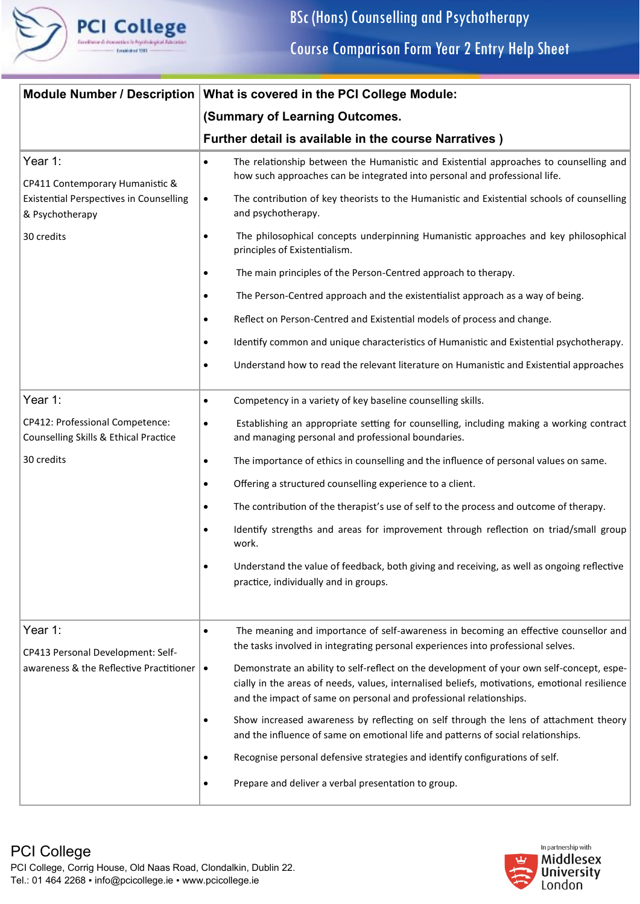| Module Number / Description | What is covered in the PCI College Module: (Summary of Learning Outcomes. Further detail is available in the course Narratives ) |
|---|---|
| Year 1: CP411 Contemporary Humanistic & Existential Perspectives in Counselling & Psychotherapy 30 credits | • The relationship between the Humanistic and Existential approaches to counselling and how such approaches can be integrated into personal and professional life. • The contribution of key theorists to the Humanistic and Existential schools of counselling and psychotherapy. • The philosophical concepts underpinning Humanistic approaches and key philosophical principles of Existentialism. • The main principles of the Person-Centred approach to therapy. • The Person-Centred approach and the existentialist approach as a way of being. • Reflect on Person-Centred and Existential models of process and change. • Identify common and unique characteristics of Humanistic and Existential psychotherapy. • Understand how to read the relevant literature on Humanistic and Existential approaches |
| Year 1: CP412: Professional Competence: Counselling Skills & Ethical Practice 30 credits | • Competency in a variety of key baseline counselling skills. • Establishing an appropriate setting for counselling, including making a working contract and managing personal and professional boundaries. • The importance of ethics in counselling and the influence of personal values on same. • Offering a structured counselling experience to a client. • The contribution of the therapist's use of self to the process and outcome of therapy. • Identify strengths and areas for improvement through reflection on triad/small group work. • Understand the value of feedback, both giving and receiving, as well as ongoing reflective practice, individually and in groups. |
| Year 1: CP413 Personal Development: Self-awareness & the Reflective Practitioner | • The meaning and importance of self-awareness in becoming an effective counsellor and the tasks involved in integrating personal experiences into professional selves. • Demonstrate an ability to self-reflect on the development of your own self-concept, especially in the areas of needs, values, internalised beliefs, motivations, emotional resilience and the impact of same on personal and professional relationships. • Show increased awareness by reflecting on self through the lens of attachment theory and the influence of same on emotional life and patterns of social relationships. • Recognise personal defensive strategies and identify configurations of self. • Prepare and deliver a verbal presentation to group. |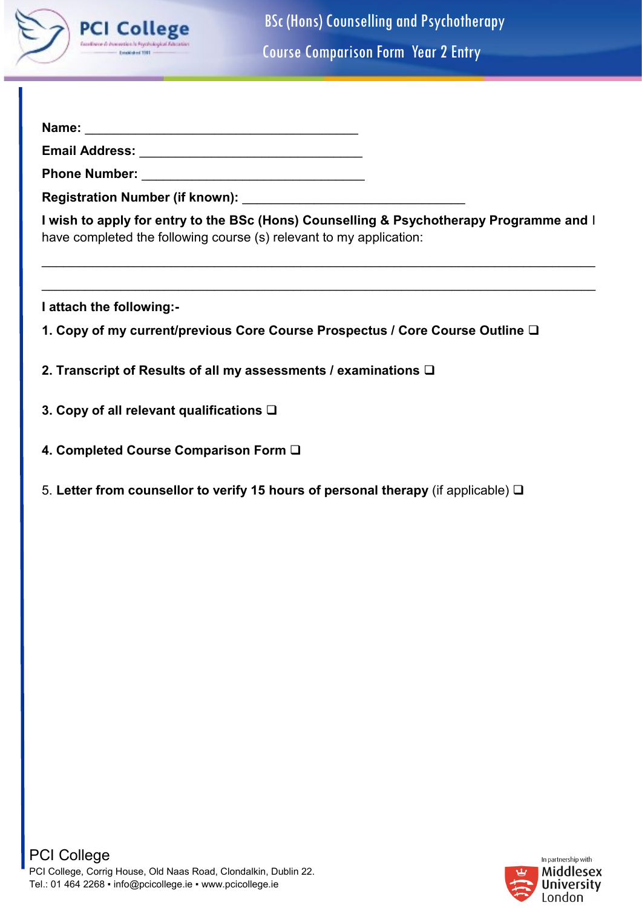# BSc (Hons) Counselling and Psychotherapy

## Course Comparison Form Year 2 Entry

**Name:** _______________________________________

**Email Address:** _______________________________

**Phone Number:** _______________________________

**Registration Number (if known):** _______________________________

**I wish to apply for entry to the BSc (Hons) Counselling & Psychotherapy Programme and** I have completed the following course (s) relevant to my application:

_______________________________________________________________________________

_______________________________________________________________________________

**I attach the following:-**

1. **Copy of my current/previous Core Course Prospectus / Core Course Outline** ❑

2. **Transcript of Results of all my assessments / examinations** ❑

3. **Copy of all relevant qualifications** ❑

4. **Completed Course Comparison Form** ❑

5. **Letter from counsellor to verify 15 hours of personal therapy** (if applicable) ❑

PCI College

PCI College, Corrig House, Old Naas Road, Clondalkin, Dublin 22.
Tel.: 01 464 2268 ▪ info@pcicollege.ie ▪ www.pcicollege.ie

In partnership with Middlesex University London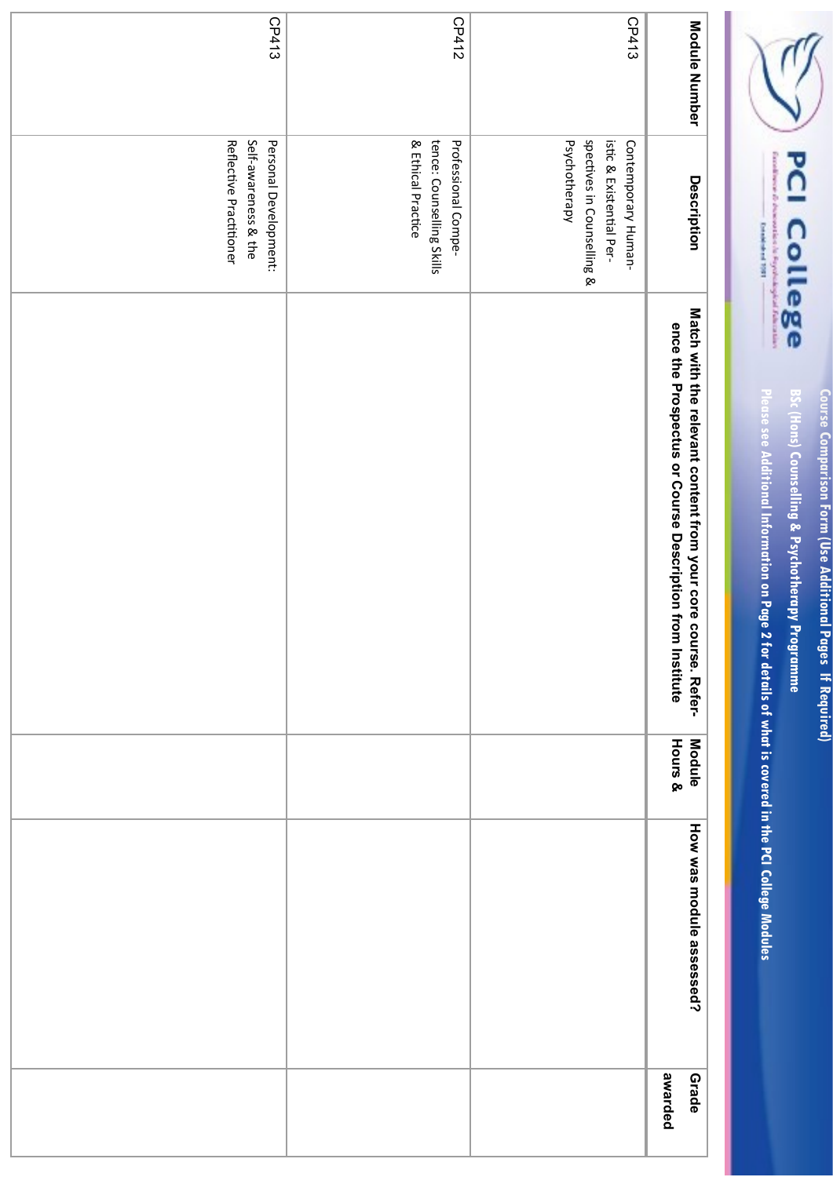# PCI College

Excellence & Innovation in Psychological Education — Established 1991

**Course Comparison Form (Use Additional Pages If Required)**

**BSc (Hons) Counselling & Psychotherapy Programme**

**Please see Additional Information on Page 2 for details of what is covered in the PCI College Modules**

| Module Number | Description | Match with the relevant content from your core course. Reference the Prospectus or Course Description from Institute | Module Hours & | How was module assessed? | Grade awarded |
|---|---|---|---|---|---|
| CP413 | Contemporary Humanistic & Existential Perspectives in Counselling & Psychotherapy | | | | |
| | | | | | |
| CP412 | Professional Competence: Counselling Skills & Ethical Practice | | | | |
| | | | | | |
| CP413 | Personal Development: Self-awareness & the Reflective Practitioner | | | | |
| | | | | | |